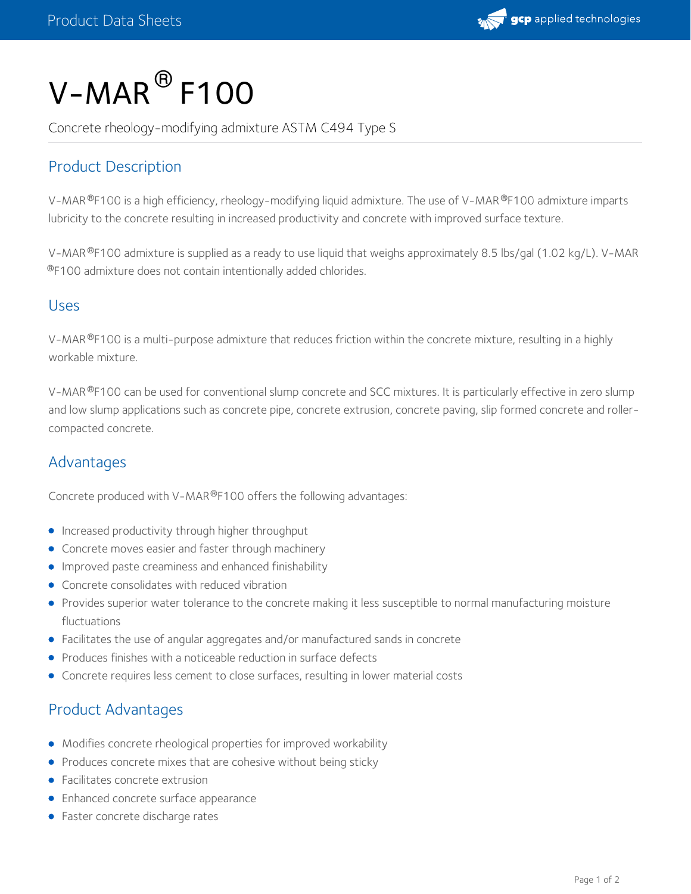# V-MAR® F100

Concrete rheology-modifying admixture ASTM C494 Type S

## Product Description

V-MAR®F100 is a high efficiency, rheology-modifying liquid admixture. The use of V-MAR®F100 admixture imparts lubricity to the concrete resulting in increased productivity and concrete with improved surface texture.

V-MAR®F100 admixture is supplied as a ready to use liquid that weighs approximately 8.5 lbs/gal (1.02 kg/L). V-MAR ®F100 admixture does not contain intentionally added chlorides.

## Uses

V-MAR®F100 is a multi-purpose admixture that reduces friction within the concrete mixture, resulting in a highly workable mixture.

V-MAR®F100 can be used for conventional slump concrete and SCC mixtures. It is particularly effective in zero slump and low slump applications such as concrete pipe, concrete extrusion, concrete paving, slip formed concrete and roller-compacted concrete.

## Advantages

Concrete produced with V-MAR®F100 offers the following advantages:

- Increased productivity through higher throughput
- Concrete moves easier and faster through machinery
- Improved paste creaminess and enhanced finishability
- Concrete consolidates with reduced vibration
- Provides superior water tolerance to the concrete making it less susceptible to normal manufacturing moisture fluctuations
- Facilitates the use of angular aggregates and/or manufactured sands in concrete
- Produces finishes with a noticeable reduction in surface defects
- Concrete requires less cement to close surfaces, resulting in lower material costs

## Product Advantages

- Modifies concrete rheological properties for improved workability
- Produces concrete mixes that are cohesive without being sticky
- Facilitates concrete extrusion
- Enhanced concrete surface appearance
- Faster concrete discharge rates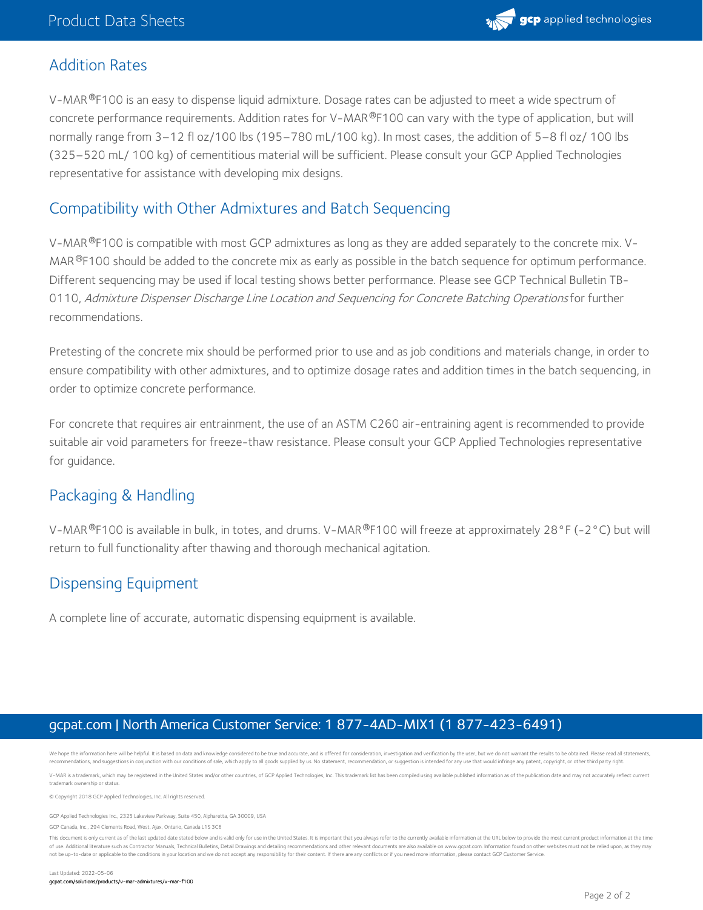## Addition Rates

V-MAR®F100 is an easy to dispense liquid admixture. Dosage rates can be adjusted to meet a wide spectrum of concrete performance requirements. Addition rates for V-MAR®F100 can vary with the type of application, but will normally range from 3–12 fl oz/100 lbs (195–780 mL/100 kg). In most cases, the addition of 5–8 fl oz/ 100 lbs (325–520 mL/ 100 kg) of cementitious material will be sufficient. Please consult your GCP Applied Technologies representative for assistance with developing mix designs.

## Compatibility with Other Admixtures and Batch Sequencing

V-MAR®F100 is compatible with most GCP admixtures as long as they are added separately to the concrete mix. V-MAR®F100 should be added to the concrete mix as early as possible in the batch sequence for optimum performance. Different sequencing may be used if local testing shows better performance. Please see GCP Technical Bulletin TB-0110, *Admixture Dispenser Discharge Line Location and Sequencing for Concrete Batching Operations* for further recommendations.

Pretesting of the concrete mix should be performed prior to use and as job conditions and materials change, in order to ensure compatibility with other admixtures, and to optimize dosage rates and addition times in the batch sequencing, in order to optimize concrete performance.

For concrete that requires air entrainment, the use of an ASTM C260 air-entraining agent is recommended to provide suitable air void parameters for freeze-thaw resistance. Please consult your GCP Applied Technologies representative for guidance.

## Packaging & Handling

V-MAR®F100 is available in bulk, in totes, and drums. V-MAR®F100 will freeze at approximately 28°F (-2°C) but will return to full functionality after thawing and thorough mechanical agitation.

## Dispensing Equipment

A complete line of accurate, automatic dispensing equipment is available.

gcpat.com | North America Customer Service: 1 877-4AD-MIX1 (1 877-423-6491)

We hope the information here will be helpful. It is based on data and knowledge considered to be true and accurate, and is offered for consideration, investigation and verification by the user, but we do not warrant the results to be obtained. Please read all statements, recommendations, and suggestions in conjunction with our conditions of sale, which apply to all goods supplied by us. No statement, recommendation, or suggestion is intended for any use that would infringe any patent, copyright, or other third party right.

V-MAR is a trademark, which may be registered in the United States and/or other countries, of GCP Applied Technologies, Inc. This trademark list has been compiled using available published information as of the publication date and may not accurately reflect current trademark ownership or status.

© Copyright 2018 GCP Applied Technologies, Inc. All rights reserved.

GCP Applied Technologies Inc., 2325 Lakeview Parkway, Suite 450, Alpharetta, GA 30009, USA

GCP Canada, Inc., 294 Clements Road, West, Ajax, Ontario, Canada L1S 3C6

This document is only current as of the last updated date stated below and is valid only for use in the United States. It is important that you always refer to the currently available information at the URL below to provide the most current product information at the time of use. Additional literature such as Contractor Manuals, Technical Bulletins, Detail Drawings and detailing recommendations and other relevant documents are also available on www.gcpat.com. Information found on other websites must not be relied upon, as they may not be up-to-date or applicable to the conditions in your location and we do not accept any responsibility for their content. If there are any conflicts or if you need more information, please contact GCP Customer Service.

Last Updated: 2022-05-06

gcpat.com/solutions/products/v-mar-admixtures/v-mar-f100